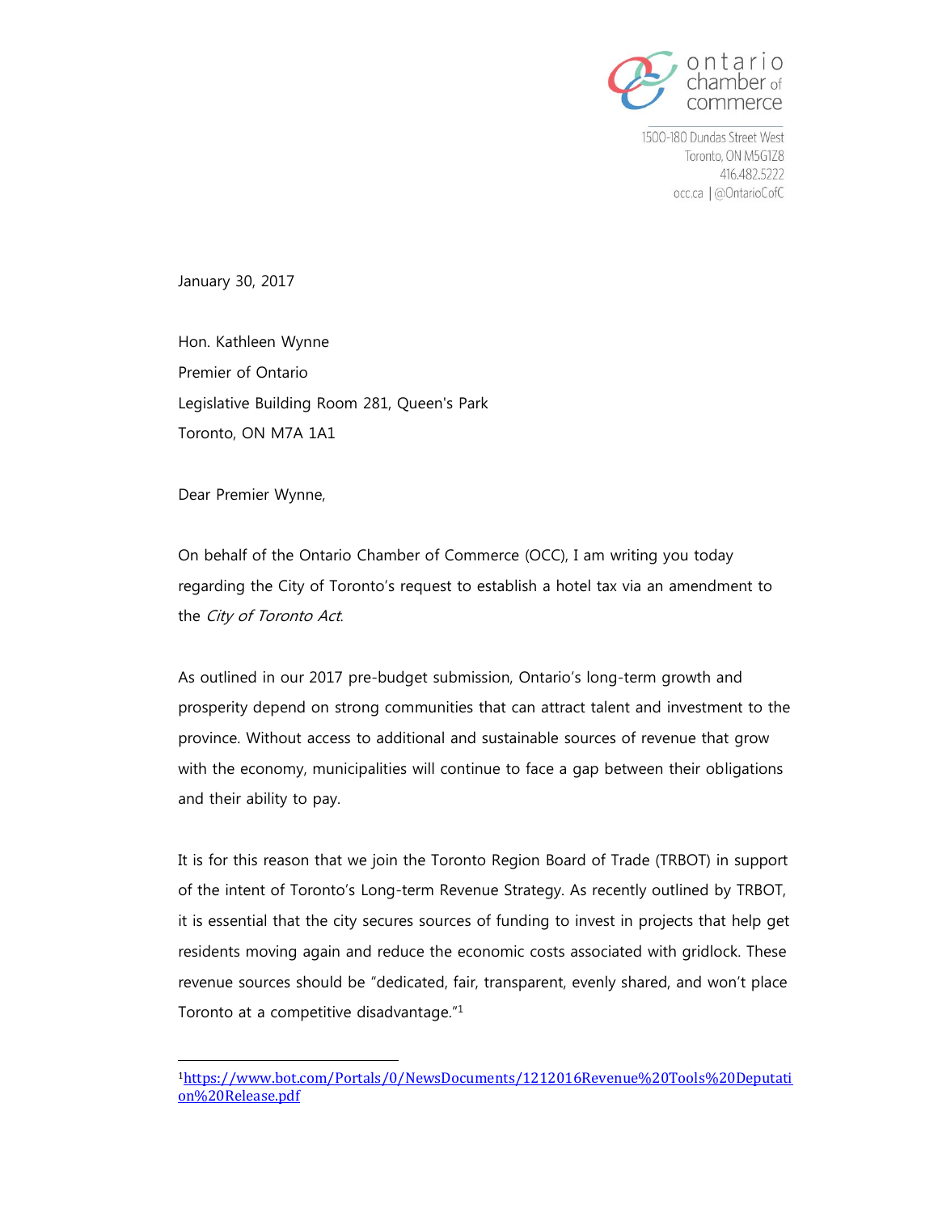ontario chamber of commerce

1500-180 Dundas Street West
Toronto, ON M5G1Z8
416.482.5222
occ.ca | @OntarioCofC

January 30, 2017

Hon. Kathleen Wynne
Premier of Ontario
Legislative Building Room 281, Queen's Park
Toronto, ON M7A 1A1

Dear Premier Wynne,

On behalf of the Ontario Chamber of Commerce (OCC), I am writing you today regarding the City of Toronto's request to establish a hotel tax via an amendment to the *City of Toronto Act*.

As outlined in our 2017 pre-budget submission, Ontario's long-term growth and prosperity depend on strong communities that can attract talent and investment to the province. Without access to additional and sustainable sources of revenue that grow with the economy, municipalities will continue to face a gap between their obligations and their ability to pay.

It is for this reason that we join the Toronto Region Board of Trade (TRBOT) in support of the intent of Toronto's Long-term Revenue Strategy. As recently outlined by TRBOT, it is essential that the city secures sources of funding to invest in projects that help get residents moving again and reduce the economic costs associated with gridlock. These revenue sources should be "dedicated, fair, transparent, evenly shared, and won't place Toronto at a competitive disadvantage."[1]

[1]https://www.bot.com/Portals/0/NewsDocuments/1212016Revenue%20Tools%20Deputation%20Release.pdf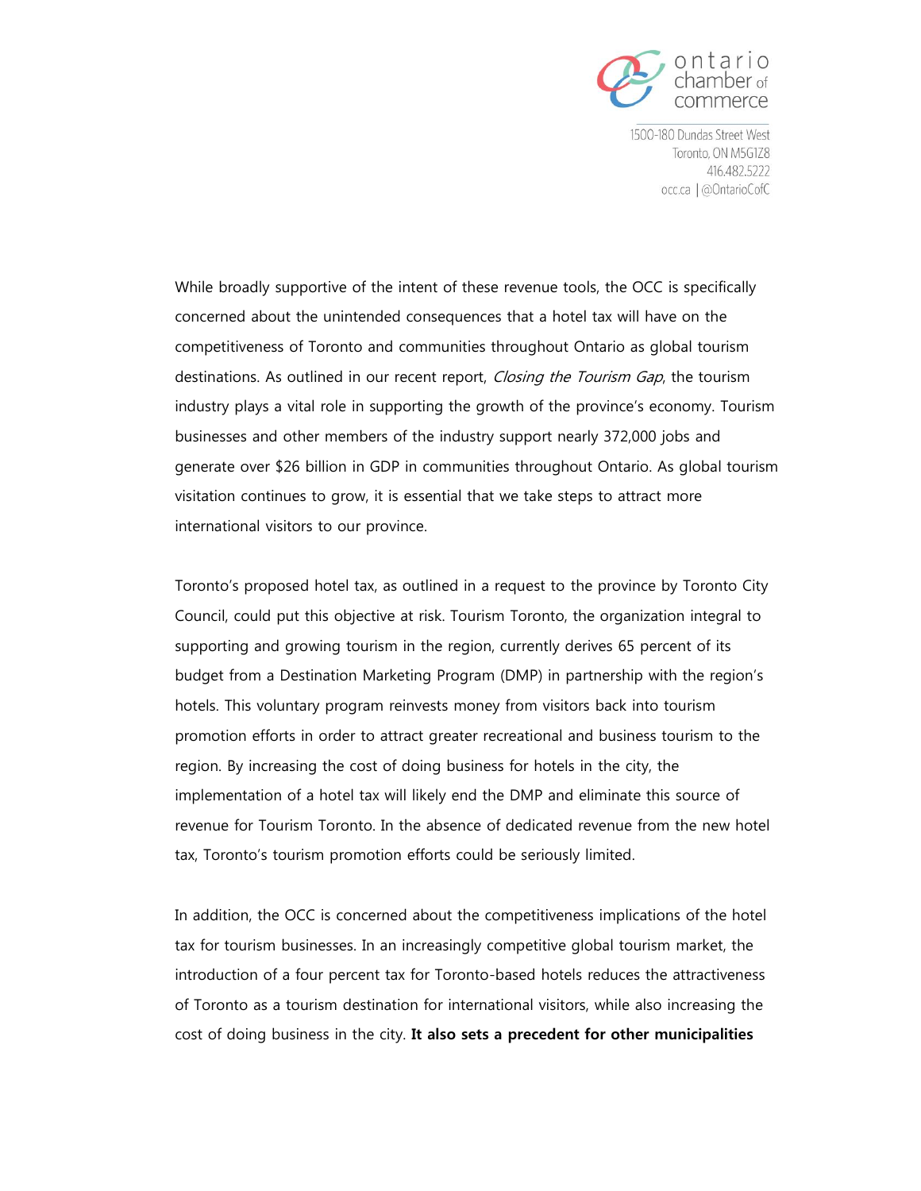While broadly supportive of the intent of these revenue tools, the OCC is specifically concerned about the unintended consequences that a hotel tax will have on the competitiveness of Toronto and communities throughout Ontario as global tourism destinations. As outlined in our recent report, *Closing the Tourism Gap*, the tourism industry plays a vital role in supporting the growth of the province's economy. Tourism businesses and other members of the industry support nearly 372,000 jobs and generate over $26 billion in GDP in communities throughout Ontario. As global tourism visitation continues to grow, it is essential that we take steps to attract more international visitors to our province.

Toronto's proposed hotel tax, as outlined in a request to the province by Toronto City Council, could put this objective at risk. Tourism Toronto, the organization integral to supporting and growing tourism in the region, currently derives 65 percent of its budget from a Destination Marketing Program (DMP) in partnership with the region's hotels. This voluntary program reinvests money from visitors back into tourism promotion efforts in order to attract greater recreational and business tourism to the region. By increasing the cost of doing business for hotels in the city, the implementation of a hotel tax will likely end the DMP and eliminate this source of revenue for Tourism Toronto. In the absence of dedicated revenue from the new hotel tax, Toronto's tourism promotion efforts could be seriously limited.

In addition, the OCC is concerned about the competitiveness implications of the hotel tax for tourism businesses. In an increasingly competitive global tourism market, the introduction of a four percent tax for Toronto-based hotels reduces the attractiveness of Toronto as a tourism destination for international visitors, while also increasing the cost of doing business in the city. **It also sets a precedent for other municipalities**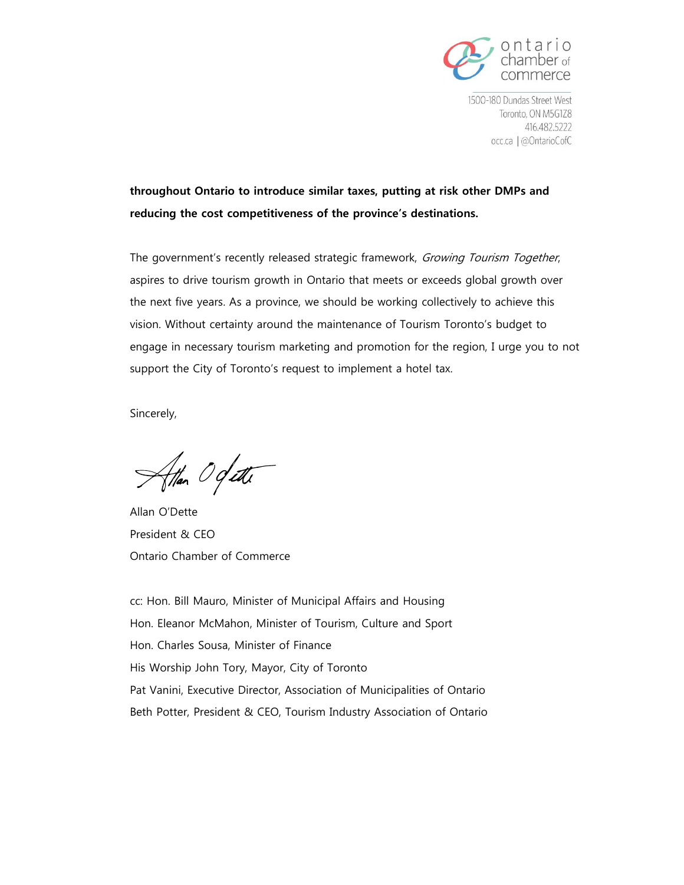**throughout Ontario to introduce similar taxes, putting at risk other DMPs and reducing the cost competitiveness of the province's destinations.**

The government's recently released strategic framework, *Growing Tourism Together*, aspires to drive tourism growth in Ontario that meets or exceeds global growth over the next five years. As a province, we should be working collectively to achieve this vision. Without certainty around the maintenance of Tourism Toronto's budget to engage in necessary tourism marketing and promotion for the region, I urge you to not support the City of Toronto's request to implement a hotel tax.

Sincerely,

Allan O'Dette
President & CEO
Ontario Chamber of Commerce

cc: Hon. Bill Mauro, Minister of Municipal Affairs and Housing
Hon. Eleanor McMahon, Minister of Tourism, Culture and Sport
Hon. Charles Sousa, Minister of Finance
His Worship John Tory, Mayor, City of Toronto
Pat Vanini, Executive Director, Association of Municipalities of Ontario
Beth Potter, President & CEO, Tourism Industry Association of Ontario